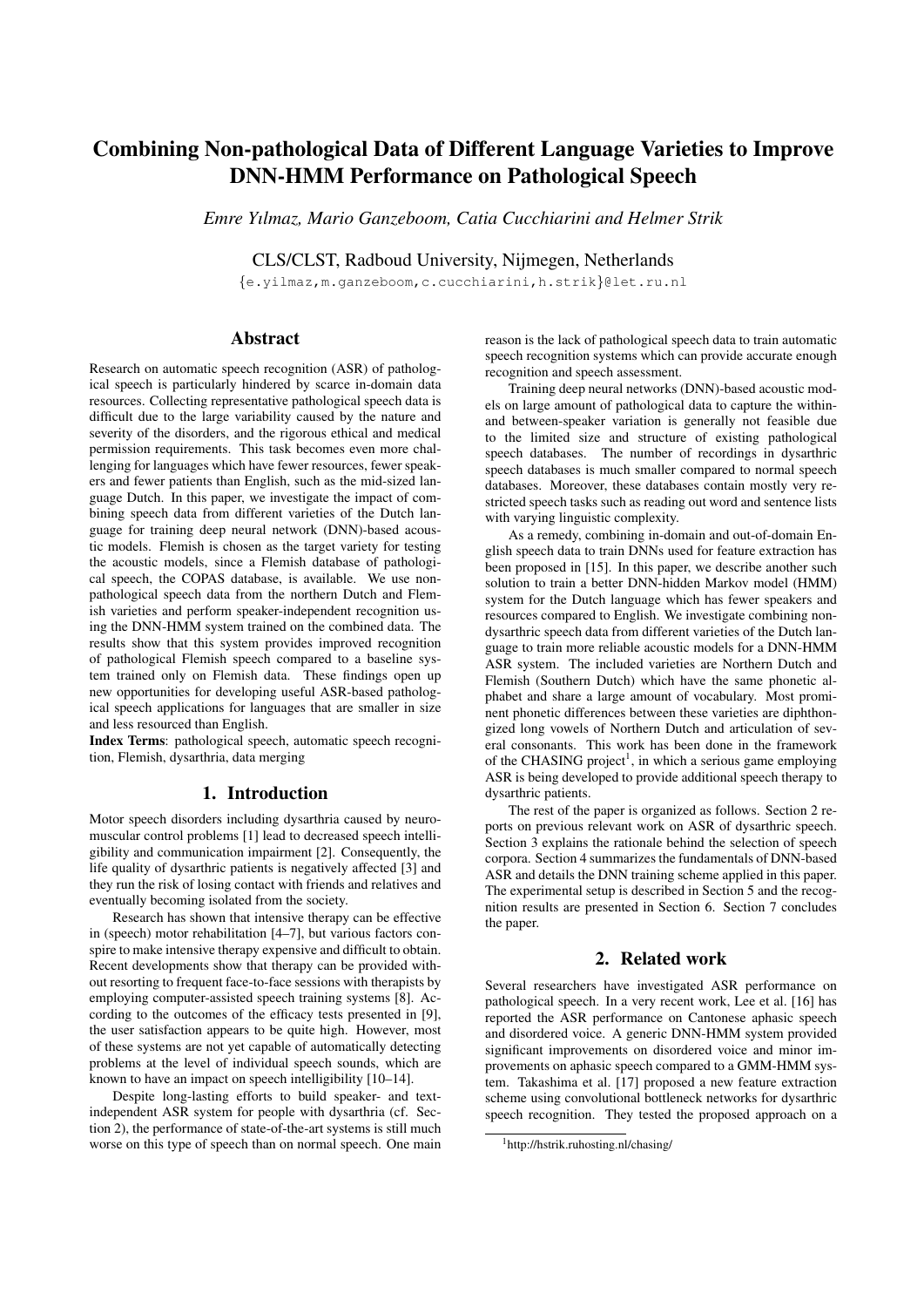# Combining Non-pathological Data of Different Language Varieties to Improve DNN-HMM Performance on Pathological Speech

*Emre Yılmaz, Mario Ganzeboom, Catia Cucchiarini and Helmer Strik*

CLS/CLST, Radboud University, Nijmegen, Netherlands

{e.yilmaz,m.ganzeboom,c.cucchiarini,h.strik}@let.ru.nl

## Abstract

Research on automatic speech recognition (ASR) of pathological speech is particularly hindered by scarce in-domain data resources. Collecting representative pathological speech data is difficult due to the large variability caused by the nature and severity of the disorders, and the rigorous ethical and medical permission requirements. This task becomes even more challenging for languages which have fewer resources, fewer speakers and fewer patients than English, such as the mid-sized language Dutch. In this paper, we investigate the impact of combining speech data from different varieties of the Dutch language for training deep neural network (DNN)-based acoustic models. Flemish is chosen as the target variety for testing the acoustic models, since a Flemish database of pathological speech, the COPAS database, is available. We use non-pathological speech data from the northern Dutch and Flemish varieties and perform speaker-independent recognition using the DNN-HMM system trained on the combined data. The results show that this system provides improved recognition of pathological Flemish speech compared to a baseline system trained only on Flemish data. These findings open up new opportunities for developing useful ASR-based pathological speech applications for languages that are smaller in size and less resourced than English.

**Index Terms**: pathological speech, automatic speech recognition, Flemish, dysarthria, data merging

## 1. Introduction

Motor speech disorders including dysarthria caused by neuromuscular control problems [1] lead to decreased speech intelligibility and communication impairment [2]. Consequently, the life quality of dysarthric patients is negatively affected [3] and they run the risk of losing contact with friends and relatives and eventually becoming isolated from the society.

Research has shown that intensive therapy can be effective in (speech) motor rehabilitation [4–7], but various factors conspire to make intensive therapy expensive and difficult to obtain. Recent developments show that therapy can be provided without resorting to frequent face-to-face sessions with therapists by employing computer-assisted speech training systems [8]. According to the outcomes of the efficacy tests presented in [9], the user satisfaction appears to be quite high. However, most of these systems are not yet capable of automatically detecting problems at the level of individual speech sounds, which are known to have an impact on speech intelligibility [10–14].

Despite long-lasting efforts to build speaker- and text-independent ASR system for people with dysarthria (cf. Section 2), the performance of state-of-the-art systems is still much worse on this type of speech than on normal speech. One main reason is the lack of pathological speech data to train automatic speech recognition systems which can provide accurate enough recognition and speech assessment.

Training deep neural networks (DNN)-based acoustic models on large amount of pathological data to capture the within- and between-speaker variation is generally not feasible due to the limited size and structure of existing pathological speech databases. The number of recordings in dysarthric speech databases is much smaller compared to normal speech databases. Moreover, these databases contain mostly very restricted speech tasks such as reading out word and sentence lists with varying linguistic complexity.

As a remedy, combining in-domain and out-of-domain English speech data to train DNNs used for feature extraction has been proposed in [15]. In this paper, we describe another such solution to train a better DNN-hidden Markov model (HMM) system for the Dutch language which has fewer speakers and resources compared to English. We investigate combining non-dysarthric speech data from different varieties of the Dutch language to train more reliable acoustic models for a DNN-HMM ASR system. The included varieties are Northern Dutch and Flemish (Southern Dutch) which have the same phonetic alphabet and share a large amount of vocabulary. Most prominent phonetic differences between these varieties are diphthongized long vowels of Northern Dutch and articulation of several consonants. This work has been done in the framework of the CHASING project[1], in which a serious game employing ASR is being developed to provide additional speech therapy to dysarthric patients.

The rest of the paper is organized as follows. Section 2 reports on previous relevant work on ASR of dysarthric speech. Section 3 explains the rationale behind the selection of speech corpora. Section 4 summarizes the fundamentals of DNN-based ASR and details the DNN training scheme applied in this paper. The experimental setup is described in Section 5 and the recognition results are presented in Section 6. Section 7 concludes the paper.

## 2. Related work

Several researchers have investigated ASR performance on pathological speech. In a very recent work, Lee et al. [16] has reported the ASR performance on Cantonese aphasic speech and disordered voice. A generic DNN-HMM system provided significant improvements on disordered voice and minor improvements on aphasic speech compared to a GMM-HMM system. Takashima et al. [17] proposed a new feature extraction scheme using convolutional bottleneck networks for dysarthric speech recognition. They tested the proposed approach on a

[1] http://hstrik.ruhosting.nl/chasing/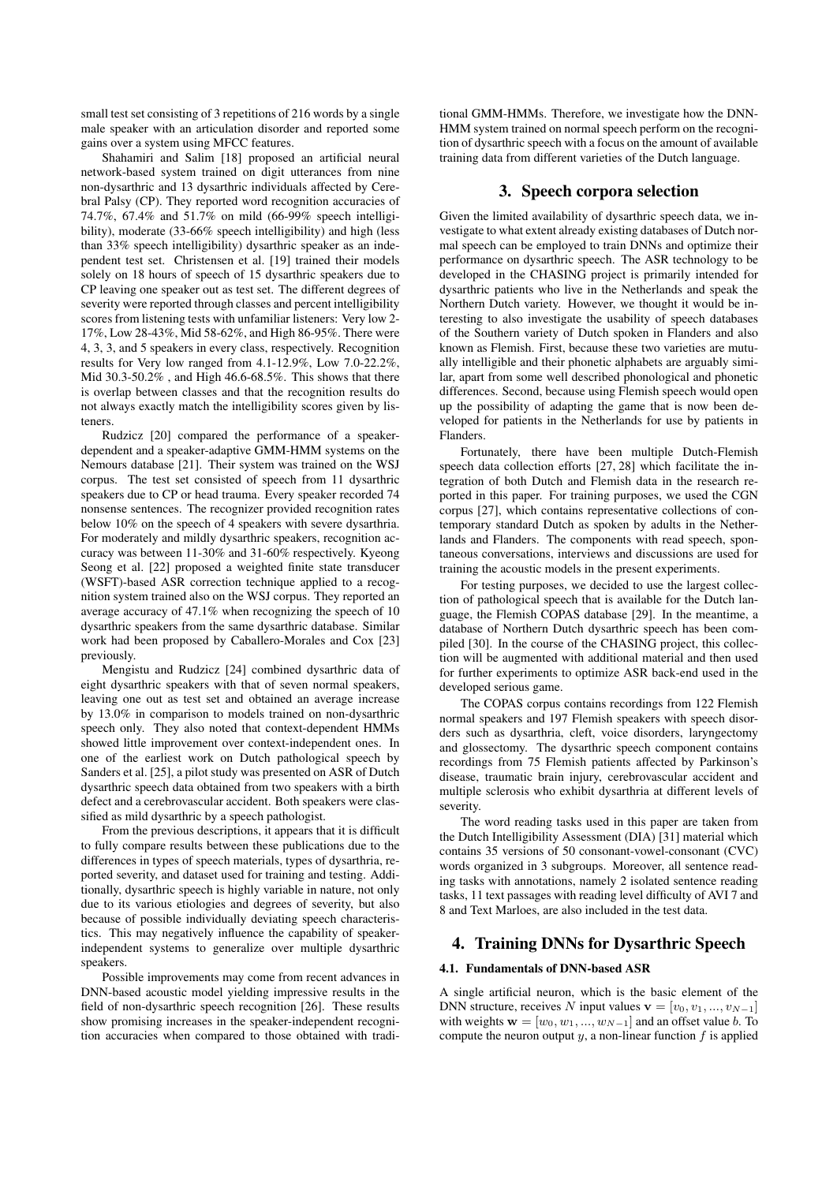small test set consisting of 3 repetitions of 216 words by a single male speaker with an articulation disorder and reported some gains over a system using MFCC features.

Shahamiri and Salim [18] proposed an artificial neural network-based system trained on digit utterances from nine non-dysarthric and 13 dysarthric individuals affected by Cerebral Palsy (CP). They reported word recognition accuracies of 74.7%, 67.4% and 51.7% on mild (66-99% speech intelligibility), moderate (33-66% speech intelligibility) and high (less than 33% speech intelligibility) dysarthric speaker as an independent test set. Christensen et al. [19] trained their models solely on 18 hours of speech of 15 dysarthric speakers due to CP leaving one speaker out as test set. The different degrees of severity were reported through classes and percent intelligibility scores from listening tests with unfamiliar listeners: Very low 2-17%, Low 28-43%, Mid 58-62%, and High 86-95%. There were 4, 3, 3, and 5 speakers in every class, respectively. Recognition results for Very low ranged from 4.1-12.9%, Low 7.0-22.2%, Mid 30.3-50.2% , and High 46.6-68.5%. This shows that there is overlap between classes and that the recognition results do not always exactly match the intelligibility scores given by listeners.

Rudzicz [20] compared the performance of a speaker-dependent and a speaker-adaptive GMM-HMM systems on the Nemours database [21]. Their system was trained on the WSJ corpus. The test set consisted of speech from 11 dysarthric speakers due to CP or head trauma. Every speaker recorded 74 nonsense sentences. The recognizer provided recognition rates below 10% on the speech of 4 speakers with severe dysarthria. For moderately and mildly dysarthric speakers, recognition accuracy was between 11-30% and 31-60% respectively. Kyeong Seong et al. [22] proposed a weighted finite state transducer (WSFT)-based ASR correction technique applied to a recognition system trained also on the WSJ corpus. They reported an average accuracy of 47.1% when recognizing the speech of 10 dysarthric speakers from the same dysarthric database. Similar work had been proposed by Caballero-Morales and Cox [23] previously.

Mengistu and Rudzicz [24] combined dysarthric data of eight dysarthric speakers with that of seven normal speakers, leaving one out as test set and obtained an average increase by 13.0% in comparison to models trained on non-dysarthric speech only. They also noted that context-dependent HMMs showed little improvement over context-independent ones. In one of the earliest work on Dutch pathological speech by Sanders et al. [25], a pilot study was presented on ASR of Dutch dysarthric speech data obtained from two speakers with a birth defect and a cerebrovascular accident. Both speakers were classified as mild dysarthric by a speech pathologist.

From the previous descriptions, it appears that it is difficult to fully compare results between these publications due to the differences in types of speech materials, types of dysarthria, reported severity, and dataset used for training and testing. Additionally, dysarthric speech is highly variable in nature, not only due to its various etiologies and degrees of severity, but also because of possible individually deviating speech characteristics. This may negatively influence the capability of speaker-independent systems to generalize over multiple dysarthric speakers.

Possible improvements may come from recent advances in DNN-based acoustic model yielding impressive results in the field of non-dysarthric speech recognition [26]. These results show promising increases in the speaker-independent recognition accuracies when compared to those obtained with traditional GMM-HMMs. Therefore, we investigate how the DNN-HMM system trained on normal speech perform on the recognition of dysarthric speech with a focus on the amount of available training data from different varieties of the Dutch language.

## 3. Speech corpora selection

Given the limited availability of dysarthric speech data, we investigate to what extent already existing databases of Dutch normal speech can be employed to train DNNs and optimize their performance on dysarthric speech. The ASR technology to be developed in the CHASING project is primarily intended for dysarthric patients who live in the Netherlands and speak the Northern Dutch variety. However, we thought it would be interesting to also investigate the usability of speech databases of the Southern variety of Dutch spoken in Flanders and also known as Flemish. First, because these two varieties are mutually intelligible and their phonetic alphabets are arguably similar, apart from some well described phonological and phonetic differences. Second, because using Flemish speech would open up the possibility of adapting the game that is now been developed for patients in the Netherlands for use by patients in Flanders.

Fortunately, there have been multiple Dutch-Flemish speech data collection efforts [27, 28] which facilitate the integration of both Dutch and Flemish data in the research reported in this paper. For training purposes, we used the CGN corpus [27], which contains representative collections of contemporary standard Dutch as spoken by adults in the Netherlands and Flanders. The components with read speech, spontaneous conversations, interviews and discussions are used for training the acoustic models in the present experiments.

For testing purposes, we decided to use the largest collection of pathological speech that is available for the Dutch language, the Flemish COPAS database [29]. In the meantime, a database of Northern Dutch dysarthric speech has been compiled [30]. In the course of the CHASING project, this collection will be augmented with additional material and then used for further experiments to optimize ASR back-end used in the developed serious game.

The COPAS corpus contains recordings from 122 Flemish normal speakers and 197 Flemish speakers with speech disorders such as dysarthria, cleft, voice disorders, laryngectomy and glossectomy. The dysarthric speech component contains recordings from 75 Flemish patients affected by Parkinson's disease, traumatic brain injury, cerebrovascular accident and multiple sclerosis who exhibit dysarthria at different levels of severity.

The word reading tasks used in this paper are taken from the Dutch Intelligibility Assessment (DIA) [31] material which contains 35 versions of 50 consonant-vowel-consonant (CVC) words organized in 3 subgroups. Moreover, all sentence reading tasks with annotations, namely 2 isolated sentence reading tasks, 11 text passages with reading level difficulty of AVI 7 and 8 and Text Marloes, are also included in the test data.

## 4. Training DNNs for Dysarthric Speech

### 4.1. Fundamentals of DNN-based ASR

A single artificial neuron, which is the basic element of the DNN structure, receives $N$ input values $\mathbf{v} = [v_0, v_1, ..., v_{N-1}]$ with weights $\mathbf{w} = [w_0, w_1, ..., w_{N-1}]$ and an offset value $b$. To compute the neuron output $y$, a non-linear function $f$ is applied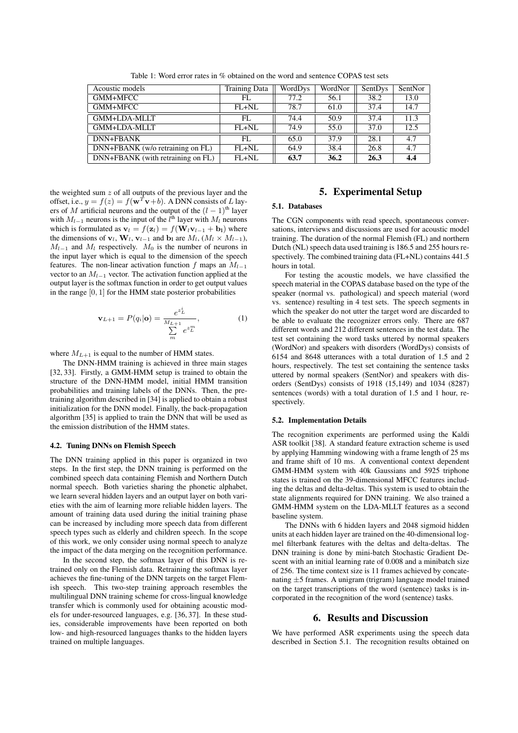Table 1: Word error rates in % obtained on the word and sentence COPAS test sets

| Acoustic models | Training Data | WordDys | WordNor | SentDys | SentNor |
|---|---|---|---|---|---|
| GMM+MFCC | FL | 77.2 | 56.1 | 38.2 | 13.0 |
| GMM+MFCC | FL+NL | 78.7 | 61.0 | 37.4 | 14.7 |
| GMM+LDA-MLLT | FL | 74.4 | 50.9 | 37.4 | 11.3 |
| GMM+LDA-MLLT | FL+NL | 74.9 | 55.0 | 37.0 | 12.5 |
| DNN+FBANK | FL | 65.0 | 37.9 | 28.1 | 4.7 |
| DNN+FBANK (w/o retraining on FL) | FL+NL | 64.9 | 38.4 | 26.8 | 4.7 |
| DNN+FBANK (with retraining on FL) | FL+NL | **63.7** | **36.2** | **26.3** | **4.4** |

the weighted sum $z$ of all outputs of the previous layer and the offset, i.e., $y = f(z) = f(\mathbf{w}^T\mathbf{v}+b)$. A DNN consists of $L$ layers of $M$ artificial neurons and the output of the $(l-1)^{\text{th}}$ layer with $M_{l-1}$ neurons is the input of the $l^{\text{th}}$ layer with $M_l$ neurons which is formulated as $\mathbf{v}_l = f(\mathbf{z}_l) = f(\mathbf{W}_l\mathbf{v}_{l-1} + \mathbf{b}_l)$ where the dimensions of $\mathbf{v}_l$, $\mathbf{W}_l$, $\mathbf{v}_{l-1}$ and $\mathbf{b}_l$ are $M_l$, $(M_l \times M_{l-1})$, $M_{l-1}$ and $M_l$ respectively. $M_0$ is the number of neurons in the input layer which is equal to the dimension of the speech features. The non-linear activation function $f$ maps an $M_{l-1}$ vector to an $M_{l-1}$ vector. The activation function applied at the output layer is the softmax function in order to get output values in the range $[0, 1]$ for the HMM state posterior probabilities

$$\mathbf{v}_{L+1} = P(q_i|\mathbf{o}) = \frac{e^{z_L^i}}{\sum_{m}^{M_{L+1}} e^{z_L^m}}, \tag{1}$$

where $M_{L+1}$ is equal to the number of HMM states.

The DNN-HMM training is achieved in three main stages [32, 33]. Firstly, a GMM-HMM setup is trained to obtain the structure of the DNN-HMM model, initial HMM transition probabilities and training labels of the DNNs. Then, the pretraining algorithm described in [34] is applied to obtain a robust initialization for the DNN model. Finally, the back-propagation algorithm [35] is applied to train the DNN that will be used as the emission distribution of the HMM states.

### 4.2. Tuning DNNs on Flemish Speech

The DNN training applied in this paper is organized in two steps. In the first step, the DNN training is performed on the combined speech data containing Flemish and Northern Dutch normal speech. Both varieties sharing the phonetic alphabet, we learn several hidden layers and an output layer on both varieties with the aim of learning more reliable hidden layers. The amount of training data used during the initial training phase can be increased by including more speech data from different speech types such as elderly and children speech. In the scope of this work, we only consider using normal speech to analyze the impact of the data merging on the recognition performance.

In the second step, the softmax layer of this DNN is retrained only on the Flemish data. Retraining the softmax layer achieves the fine-tuning of the DNN targets on the target Flemish speech. This two-step training approach resembles the multilingual DNN training scheme for cross-lingual knowledge transfer which is commonly used for obtaining acoustic models for under-resourced languages, e.g. [36, 37]. In these studies, considerable improvements have been reported on both low- and high-resourced languages thanks to the hidden layers trained on multiple languages.

## 5. Experimental Setup

### 5.1. Databases

The CGN components with read speech, spontaneous conversations, interviews and discussions are used for acoustic model training. The duration of the normal Flemish (FL) and northern Dutch (NL) speech data used training is 186.5 and 255 hours respectively. The combined training data (FL+NL) contains 441.5 hours in total.

For testing the acoustic models, we have classified the speech material in the COPAS database based on the type of the speaker (normal vs. pathological) and speech material (word vs. sentence) resulting in 4 test sets. The speech segments in which the speaker do not utter the target word are discarded to be able to evaluate the recognizer errors only. There are 687 different words and 212 different sentences in the test data. The test set containing the word tasks uttered by normal speakers (WordNor) and speakers with disorders (WordDys) consists of 6154 and 8648 utterances with a total duration of 1.5 and 2 hours, respectively. The test set containing the sentence tasks uttered by normal speakers (SentNor) and speakers with disorders (SentDys) consists of 1918 (15,149) and 1034 (8287) sentences (words) with a total duration of 1.5 and 1 hour, respectively.

### 5.2. Implementation Details

The recognition experiments are performed using the Kaldi ASR toolkit [38]. A standard feature extraction scheme is used by applying Hamming windowing with a frame length of 25 ms and frame shift of 10 ms. A conventional context dependent GMM-HMM system with 40k Gaussians and 5925 triphone states is trained on the 39-dimensional MFCC features including the deltas and delta-deltas. This system is used to obtain the state alignments required for DNN training. We also trained a GMM-HMM system on the LDA-MLLT features as a second baseline system.

The DNNs with 6 hidden layers and 2048 sigmoid hidden units at each hidden layer are trained on the 40-dimensional log-mel filterbank features with the deltas and delta-deltas. The DNN training is done by mini-batch Stochastic Gradient Descent with an initial learning rate of 0.008 and a minibatch size of 256. The time context size is 11 frames achieved by concatenating $\pm 5$ frames. A unigram (trigram) language model trained on the target transcriptions of the word (sentence) tasks is incorporated in the recognition of the word (sentence) tasks.

## 6. Results and Discussion

We have performed ASR experiments using the speech data described in Section 5.1. The recognition results obtained on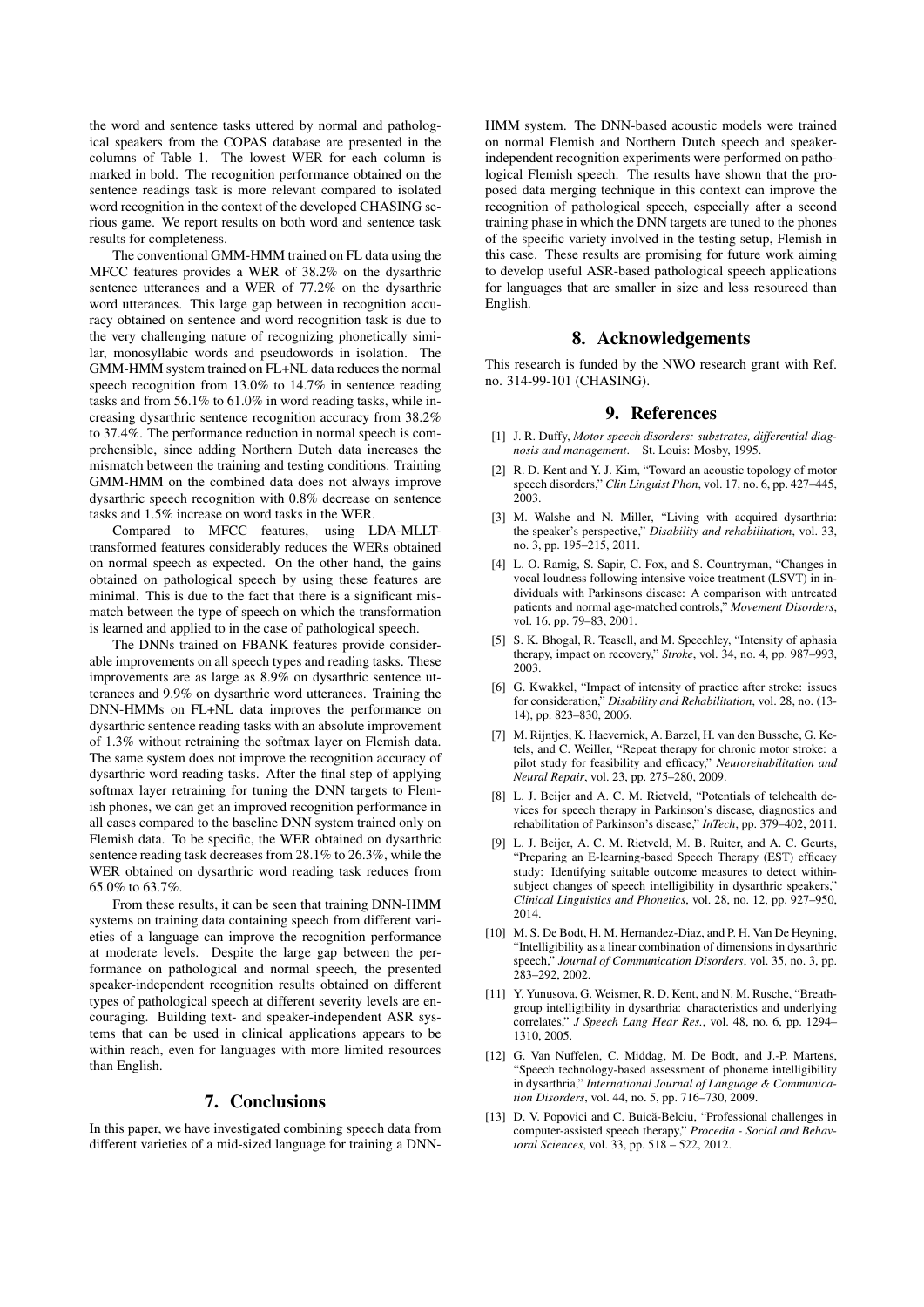the word and sentence tasks uttered by normal and pathological speakers from the COPAS database are presented in the columns of Table 1. The lowest WER for each column is marked in bold. The recognition performance obtained on the sentence readings task is more relevant compared to isolated word recognition in the context of the developed CHASING serious game. We report results on both word and sentence task results for completeness.

The conventional GMM-HMM trained on FL data using the MFCC features provides a WER of 38.2% on the dysarthric sentence utterances and a WER of 77.2% on the dysarthric word utterances. This large gap between in recognition accuracy obtained on sentence and word recognition task is due to the very challenging nature of recognizing phonetically similar, monosyllabic words and pseudowords in isolation. The GMM-HMM system trained on FL+NL data reduces the normal speech recognition from 13.0% to 14.7% in sentence reading tasks and from 56.1% to 61.0% in word reading tasks, while increasing dysarthric sentence recognition accuracy from 38.2% to 37.4%. The performance reduction in normal speech is comprehensible, since adding Northern Dutch data increases the mismatch between the training and testing conditions. Training GMM-HMM on the combined data does not always improve dysarthric speech recognition with 0.8% decrease on sentence tasks and 1.5% increase on word tasks in the WER.

Compared to MFCC features, using LDA-MLLT-transformed features considerably reduces the WERs obtained on normal speech as expected. On the other hand, the gains obtained on pathological speech by using these features are minimal. This is due to the fact that there is a significant mismatch between the type of speech on which the transformation is learned and applied to in the case of pathological speech.

The DNNs trained on FBANK features provide considerable improvements on all speech types and reading tasks. These improvements are as large as 8.9% on dysarthric sentence utterances and 9.9% on dysarthric word utterances. Training the DNN-HMMs on FL+NL data improves the performance on dysarthric sentence reading tasks with an absolute improvement of 1.3% without retraining the softmax layer on Flemish data. The same system does not improve the recognition accuracy of dysarthric word reading tasks. After the final step of applying softmax layer retraining for tuning the DNN targets to Flemish phones, we can get an improved recognition performance in all cases compared to the baseline DNN system trained only on Flemish data. To be specific, the WER obtained on dysarthric sentence reading task decreases from 28.1% to 26.3%, while the WER obtained on dysarthric word reading task reduces from 65.0% to 63.7%.

From these results, it can be seen that training DNN-HMM systems on training data containing speech from different varieties of a language can improve the recognition performance at moderate levels. Despite the large gap between the performance on pathological and normal speech, the presented speaker-independent recognition results obtained on different types of pathological speech at different severity levels are encouraging. Building text- and speaker-independent ASR systems that can be used in clinical applications appears to be within reach, even for languages with more limited resources than English.

## 7. Conclusions

In this paper, we have investigated combining speech data from different varieties of a mid-sized language for training a DNN-HMM system. The DNN-based acoustic models were trained on normal Flemish and Northern Dutch speech and speaker-independent recognition experiments were performed on pathological Flemish speech. The results have shown that the proposed data merging technique in this context can improve the recognition of pathological speech, especially after a second training phase in which the DNN targets are tuned to the phones of the specific variety involved in the testing setup, Flemish in this case. These results are promising for future work aiming to develop useful ASR-based pathological speech applications for languages that are smaller in size and less resourced than English.

## 8. Acknowledgements

This research is funded by the NWO research grant with Ref. no. 314-99-101 (CHASING).

## 9. References

[1] J. R. Duffy, *Motor speech disorders: substrates, differential diagnosis and management*. St. Louis: Mosby, 1995.

[2] R. D. Kent and Y. J. Kim, "Toward an acoustic topology of motor speech disorders," *Clin Linguist Phon*, vol. 17, no. 6, pp. 427–445, 2003.

[3] M. Walshe and N. Miller, "Living with acquired dysarthria: the speaker's perspective," *Disability and rehabilitation*, vol. 33, no. 3, pp. 195–215, 2011.

[4] L. O. Ramig, S. Sapir, C. Fox, and S. Countryman, "Changes in vocal loudness following intensive voice treatment (LSVT) in individuals with Parkinsons disease: A comparison with untreated patients and normal age-matched controls," *Movement Disorders*, vol. 16, pp. 79–83, 2001.

[5] S. K. Bhogal, R. Teasell, and M. Speechley, "Intensity of aphasia therapy, impact on recovery," *Stroke*, vol. 34, no. 4, pp. 987–993, 2003.

[6] G. Kwakkel, "Impact of intensity of practice after stroke: issues for consideration," *Disability and Rehabilitation*, vol. 28, no. (13-14), pp. 823–830, 2006.

[7] M. Rijntjes, K. Haevernick, A. Barzel, H. van den Bussche, G. Ketels, and C. Weiller, "Repeat therapy for chronic motor stroke: a pilot study for feasibility and efficacy," *Neurorehabilitation and Neural Repair*, vol. 23, pp. 275–280, 2009.

[8] L. J. Beijer and A. C. M. Rietveld, "Potentials of telehealth devices for speech therapy in Parkinson's disease, diagnostics and rehabilitation of Parkinson's disease," *InTech*, pp. 379–402, 2011.

[9] L. J. Beijer, A. C. M. Rietveld, M. B. Ruiter, and A. C. Geurts, "Preparing an E-learning-based Speech Therapy (EST) efficacy study: Identifying suitable outcome measures to detect within-subject changes of speech intelligibility in dysarthric speakers," *Clinical Linguistics and Phonetics*, vol. 28, no. 12, pp. 927–950, 2014.

[10] M. S. De Bodt, H. M. Hernandez-Diaz, and P. H. Van De Heyning, "Intelligibility as a linear combination of dimensions in dysarthric speech," *Journal of Communication Disorders*, vol. 35, no. 3, pp. 283–292, 2002.

[11] Y. Yunusova, G. Weismer, R. D. Kent, and N. M. Rusche, "Breath-group intelligibility in dysarthria: characteristics and underlying correlates," *J Speech Lang Hear Res.*, vol. 48, no. 6, pp. 1294–1310, 2005.

[12] G. Van Nuffelen, C. Middag, M. De Bodt, and J.-P. Martens, "Speech technology-based assessment of phoneme intelligibility in dysarthria," *International Journal of Language & Communication Disorders*, vol. 44, no. 5, pp. 716–730, 2009.

[13] D. V. Popovici and C. Buică-Belciu, "Professional challenges in computer-assisted speech therapy," *Procedia - Social and Behavioral Sciences*, vol. 33, pp. 518 – 522, 2012.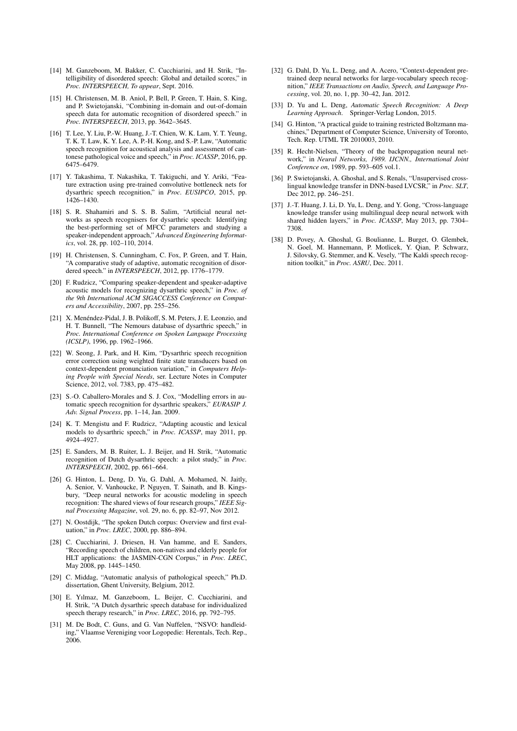[14] M. Ganzeboom, M. Bakker, C. Cucchiarini, and H. Strik, "Intelligibility of disordered speech: Global and detailed scores," in *Proc. INTERSPEECH, To appear*, Sept. 2016.

[15] H. Christensen, M. B. Aniol, P. Bell, P. Green, T. Hain, S. King, and P. Swietojanski, "Combining in-domain and out-of-domain speech data for automatic recognition of disordered speech." in *Proc. INTERSPEECH*, 2013, pp. 3642–3645.

[16] T. Lee, Y. Liu, P.-W. Huang, J.-T. Chien, W. K. Lam, Y. T. Yeung, T. K. T. Law, K. Y. Lee, A. P.-H. Kong, and S.-P. Law, "Automatic speech recognition for acoustical analysis and assessment of cantonese pathological voice and speech," in *Proc. ICASSP*, 2016, pp. 6475–6479.

[17] Y. Takashima, T. Nakashika, T. Takiguchi, and Y. Ariki, "Feature extraction using pre-trained convolutive bottleneck nets for dysarthric speech recognition," in *Proc. EUSIPCO*, 2015, pp. 1426–1430.

[18] S. R. Shahamiri and S. S. B. Salim, "Artificial neural networks as speech recognisers for dysarthric speech: Identifying the best-performing set of MFCC parameters and studying a speaker-independent approach," *Advanced Engineering Informatics*, vol. 28, pp. 102–110, 2014.

[19] H. Christensen, S. Cunningham, C. Fox, P. Green, and T. Hain, "A comparative study of adaptive, automatic recognition of disordered speech." in *INTERSPEECH*, 2012, pp. 1776–1779.

[20] F. Rudzicz, "Comparing speaker-dependent and speaker-adaptive acoustic models for recognizing dysarthric speech," in *Proc. of the 9th International ACM SIGACCESS Conference on Computers and Accessibility*, 2007, pp. 255–256.

[21] X. Menéndez-Pidal, J. B. Polikoff, S. M. Peters, J. E. Leonzio, and H. T. Bunnell, "The Nemours database of dysarthric speech," in *Proc. International Conference on Spoken Language Processing (ICSLP)*, 1996, pp. 1962–1966.

[22] W. Seong, J. Park, and H. Kim, "Dysarthric speech recognition error correction using weighted finite state transducers based on context-dependent pronunciation variation," in *Computers Helping People with Special Needs*, ser. Lecture Notes in Computer Science, 2012, vol. 7383, pp. 475–482.

[23] S.-O. Caballero-Morales and S. J. Cox, "Modelling errors in automatic speech recognition for dysarthric speakers," *EURASIP J. Adv. Signal Process*, pp. 1–14, Jan. 2009.

[24] K. T. Mengistu and F. Rudzicz, "Adapting acoustic and lexical models to dysarthric speech," in *Proc. ICASSP*, may 2011, pp. 4924–4927.

[25] E. Sanders, M. B. Ruiter, L. J. Beijer, and H. Strik, "Automatic recognition of Dutch dysarthric speech: a pilot study," in *Proc. INTERSPEECH*, 2002, pp. 661–664.

[26] G. Hinton, L. Deng, D. Yu, G. Dahl, A. Mohamed, N. Jaitly, A. Senior, V. Vanhoucke, P. Nguyen, T. Sainath, and B. Kingsbury, "Deep neural networks for acoustic modeling in speech recognition: The shared views of four research groups," *IEEE Signal Processing Magazine*, vol. 29, no. 6, pp. 82–97, Nov 2012.

[27] N. Oostdijk, "The spoken Dutch corpus: Overview and first evaluation," in *Proc. LREC*, 2000, pp. 886–894.

[28] C. Cucchiarini, J. Driesen, H. Van hamme, and E. Sanders, "Recording speech of children, non-natives and elderly people for HLT applications: the JASMIN-CGN Corpus," in *Proc. LREC*, May 2008, pp. 1445–1450.

[29] C. Middag, "Automatic analysis of pathological speech," Ph.D. dissertation, Ghent University, Belgium, 2012.

[30] E. Yılmaz, M. Ganzeboom, L. Beijer, C. Cucchiarini, and H. Strik, "A Dutch dysarthric speech database for individualized speech therapy research," in *Proc. LREC*, 2016, pp. 792–795.

[31] M. De Bodt, C. Guns, and G. Van Nuffelen, "NSVO: handleiding," Vlaamse Vereniging voor Logopedie: Herentals, Tech. Rep., 2006.

[32] G. Dahl, D. Yu, L. Deng, and A. Acero, "Context-dependent pretrained deep neural networks for large-vocabulary speech recognition," *IEEE Transactions on Audio, Speech, and Language Processing*, vol. 20, no. 1, pp. 30–42, Jan. 2012.

[33] D. Yu and L. Deng, *Automatic Speech Recognition: A Deep Learning Approach*. Springer-Verlag London, 2015.

[34] G. Hinton, "A practical guide to training restricted Boltzmann machines," Department of Computer Science, University of Toronto, Tech. Rep. UTML TR 2010003, 2010.

[35] R. Hecht-Nielsen, "Theory of the backpropagation neural network," in *Neural Networks, 1989. IJCNN., International Joint Conference on*, 1989, pp. 593–605 vol.1.

[36] P. Swietojanski, A. Ghoshal, and S. Renals, "Unsupervised cross-lingual knowledge transfer in DNN-based LVCSR," in *Proc. SLT*, Dec 2012, pp. 246–251.

[37] J.-T. Huang, J. Li, D. Yu, L. Deng, and Y. Gong, "Cross-language knowledge transfer using multilingual deep neural network with shared hidden layers," in *Proc. ICASSP*, May 2013, pp. 7304–7308.

[38] D. Povey, A. Ghoshal, G. Boulianne, L. Burget, O. Glembek, N. Goel, M. Hannemann, P. Motlicek, Y. Qian, P. Schwarz, J. Silovsky, G. Stemmer, and K. Vesely, "The Kaldi speech recognition toolkit," in *Proc. ASRU*, Dec. 2011.